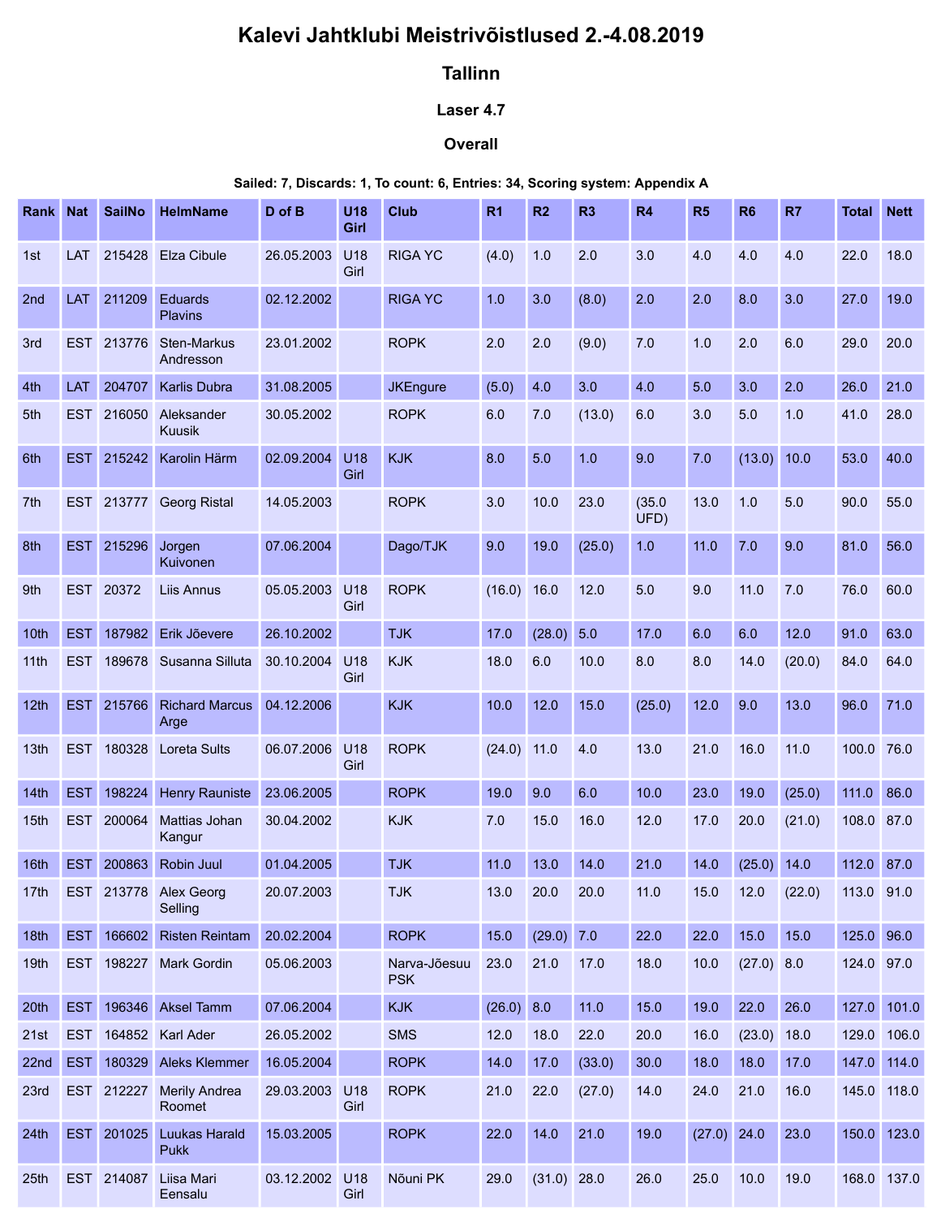# Kalevi Jahtklubi Meistrivõistlused 2.-4.08.2019

## Tallinn

### Laser 4.7

### Overall

**Sailed: 7, Discards: 1, To count: 6, Entries: 34, Scoring system: Appendix A**

| Rank | Nat | SailNo | HelmName | D of B | U18 Girl | Club | R1 | R2 | R3 | R4 | R5 | R6 | R7 | Total | Nett |
|---|---|---|---|---|---|---|---|---|---|---|---|---|---|---|---|
| 1st | LAT | 215428 | Elza Cibule | 26.05.2003 | U18 Girl | RIGA YC | (4.0) | 1.0 | 2.0 | 3.0 | 4.0 | 4.0 | 4.0 | 22.0 | 18.0 |
| 2nd | LAT | 211209 | Eduards Plavins | 02.12.2002 | | RIGA YC | 1.0 | 3.0 | (8.0) | 2.0 | 2.0 | 8.0 | 3.0 | 27.0 | 19.0 |
| 3rd | EST | 213776 | Sten-Markus Andresson | 23.01.2002 | | ROPK | 2.0 | 2.0 | (9.0) | 7.0 | 1.0 | 2.0 | 6.0 | 29.0 | 20.0 |
| 4th | LAT | 204707 | Karlis Dubra | 31.08.2005 | | JKEngure | (5.0) | 4.0 | 3.0 | 4.0 | 5.0 | 3.0 | 2.0 | 26.0 | 21.0 |
| 5th | EST | 216050 | Aleksander Kuusik | 30.05.2002 | | ROPK | 6.0 | 7.0 | (13.0) | 6.0 | 3.0 | 5.0 | 1.0 | 41.0 | 28.0 |
| 6th | EST | 215242 | Karolin Härm | 02.09.2004 | U18 Girl | KJK | 8.0 | 5.0 | 1.0 | 9.0 | 7.0 | (13.0) | 10.0 | 53.0 | 40.0 |
| 7th | EST | 213777 | Georg Ristal | 14.05.2003 | | ROPK | 3.0 | 10.0 | 23.0 | (35.0 UFD) | 13.0 | 1.0 | 5.0 | 90.0 | 55.0 |
| 8th | EST | 215296 | Jorgen Kuivonen | 07.06.2004 | | Dago/TJK | 9.0 | 19.0 | (25.0) | 1.0 | 11.0 | 7.0 | 9.0 | 81.0 | 56.0 |
| 9th | EST | 20372 | Liis Annus | 05.05.2003 | U18 Girl | ROPK | (16.0) | 16.0 | 12.0 | 5.0 | 9.0 | 11.0 | 7.0 | 76.0 | 60.0 |
| 10th | EST | 187982 | Erik Jõevere | 26.10.2002 | | TJK | 17.0 | (28.0) | 5.0 | 17.0 | 6.0 | 6.0 | 12.0 | 91.0 | 63.0 |
| 11th | EST | 189678 | Susanna Silluta | 30.10.2004 | U18 Girl | KJK | 18.0 | 6.0 | 10.0 | 8.0 | 8.0 | 14.0 | (20.0) | 84.0 | 64.0 |
| 12th | EST | 215766 | Richard Marcus Arge | 04.12.2006 | | KJK | 10.0 | 12.0 | 15.0 | (25.0) | 12.0 | 9.0 | 13.0 | 96.0 | 71.0 |
| 13th | EST | 180328 | Loreta Sults | 06.07.2006 | U18 Girl | ROPK | (24.0) | 11.0 | 4.0 | 13.0 | 21.0 | 16.0 | 11.0 | 100.0 | 76.0 |
| 14th | EST | 198224 | Henry Rauniste | 23.06.2005 | | ROPK | 19.0 | 9.0 | 6.0 | 10.0 | 23.0 | 19.0 | (25.0) | 111.0 | 86.0 |
| 15th | EST | 200064 | Mattias Johan Kangur | 30.04.2002 | | KJK | 7.0 | 15.0 | 16.0 | 12.0 | 17.0 | 20.0 | (21.0) | 108.0 | 87.0 |
| 16th | EST | 200863 | Robin Juul | 01.04.2005 | | TJK | 11.0 | 13.0 | 14.0 | 21.0 | 14.0 | (25.0) | 14.0 | 112.0 | 87.0 |
| 17th | EST | 213778 | Alex Georg Selling | 20.07.2003 | | TJK | 13.0 | 20.0 | 20.0 | 11.0 | 15.0 | 12.0 | (22.0) | 113.0 | 91.0 |
| 18th | EST | 166602 | Risten Reintam | 20.02.2004 | | ROPK | 15.0 | (29.0) | 7.0 | 22.0 | 22.0 | 15.0 | 15.0 | 125.0 | 96.0 |
| 19th | EST | 198227 | Mark Gordin | 05.06.2003 | | Narva-Jõesuu PSK | 23.0 | 21.0 | 17.0 | 18.0 | 10.0 | (27.0) | 8.0 | 124.0 | 97.0 |
| 20th | EST | 196346 | Aksel Tamm | 07.06.2004 | | KJK | (26.0) | 8.0 | 11.0 | 15.0 | 19.0 | 22.0 | 26.0 | 127.0 | 101.0 |
| 21st | EST | 164852 | Karl Ader | 26.05.2002 | | SMS | 12.0 | 18.0 | 22.0 | 20.0 | 16.0 | (23.0) | 18.0 | 129.0 | 106.0 |
| 22nd | EST | 180329 | Aleks Klemmer | 16.05.2004 | | ROPK | 14.0 | 17.0 | (33.0) | 30.0 | 18.0 | 18.0 | 17.0 | 147.0 | 114.0 |
| 23rd | EST | 212227 | Merily Andrea Roomet | 29.03.2003 | U18 Girl | ROPK | 21.0 | 22.0 | (27.0) | 14.0 | 24.0 | 21.0 | 16.0 | 145.0 | 118.0 |
| 24th | EST | 201025 | Luukas Harald Pukk | 15.03.2005 | | ROPK | 22.0 | 14.0 | 21.0 | 19.0 | (27.0) | 24.0 | 23.0 | 150.0 | 123.0 |
| 25th | EST | 214087 | Liisa Mari Eensalu | 03.12.2002 | U18 Girl | Nõuni PK | 29.0 | (31.0) | 28.0 | 26.0 | 25.0 | 10.0 | 19.0 | 168.0 | 137.0 |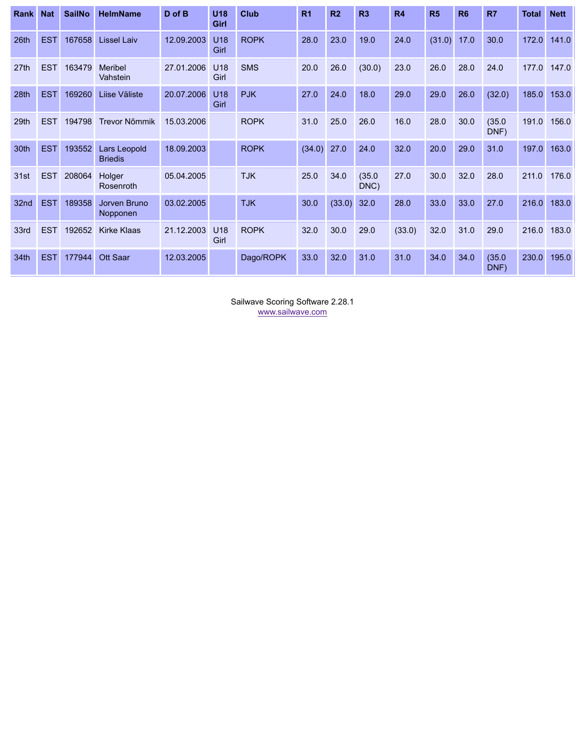| Rank | Nat | SailNo | HelmName | D of B | U18 Girl | Club | R1 | R2 | R3 | R4 | R5 | R6 | R7 | Total | Nett |
|---|---|---|---|---|---|---|---|---|---|---|---|---|---|---|---|
| 26th | EST | 167658 | Lissel Laiv | 12.09.2003 | U18 Girl | ROPK | 28.0 | 23.0 | 19.0 | 24.0 | (31.0) | 17.0 | 30.0 | 172.0 | 141.0 |
| 27th | EST | 163479 | Meribel Vahstein | 27.01.2006 | U18 Girl | SMS | 20.0 | 26.0 | (30.0) | 23.0 | 26.0 | 28.0 | 24.0 | 177.0 | 147.0 |
| 28th | EST | 169260 | Liise Väliste | 20.07.2006 | U18 Girl | PJK | 27.0 | 24.0 | 18.0 | 29.0 | 29.0 | 26.0 | (32.0) | 185.0 | 153.0 |
| 29th | EST | 194798 | Trevor Nõmmik | 15.03.2006 | | ROPK | 31.0 | 25.0 | 26.0 | 16.0 | 28.0 | 30.0 | (35.0 DNF) | 191.0 | 156.0 |
| 30th | EST | 193552 | Lars Leopold Briedis | 18.09.2003 | | ROPK | (34.0) | 27.0 | 24.0 | 32.0 | 20.0 | 29.0 | 31.0 | 197.0 | 163.0 |
| 31st | EST | 208064 | Holger Rosenroth | 05.04.2005 | | TJK | 25.0 | 34.0 | (35.0 DNC) | 27.0 | 30.0 | 32.0 | 28.0 | 211.0 | 176.0 |
| 32nd | EST | 189358 | Jorven Bruno Nopponen | 03.02.2005 | | TJK | 30.0 | (33.0) | 32.0 | 28.0 | 33.0 | 33.0 | 27.0 | 216.0 | 183.0 |
| 33rd | EST | 192652 | Kirke Klaas | 21.12.2003 | U18 Girl | ROPK | 32.0 | 30.0 | 29.0 | (33.0) | 32.0 | 31.0 | 29.0 | 216.0 | 183.0 |
| 34th | EST | 177944 | Ott Saar | 12.03.2005 | | Dago/ROPK | 33.0 | 32.0 | 31.0 | 31.0 | 34.0 | 34.0 | (35.0 DNF) | 230.0 | 195.0 |

Sailwave Scoring Software 2.28.1
www.sailwave.com